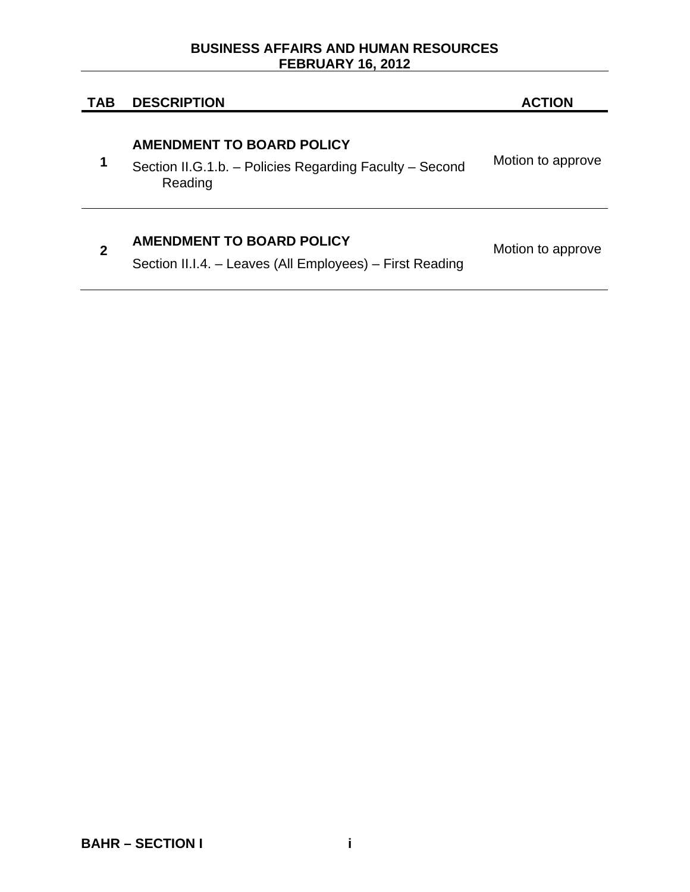**BUSINESS AFFAIRS AND HUMAN RESOURCES**
**FEBRUARY 16, 2012**

| TAB | DESCRIPTION | ACTION |
|---|---|---|
| 1 | **AMENDMENT TO BOARD POLICY**<br>Section II.G.1.b. – Policies Regarding Faculty – Second Reading | Motion to approve |
| 2 | **AMENDMENT TO BOARD POLICY**<br>Section II.I.4. – Leaves (All Employees) – First Reading | Motion to approve |

**BAHR – SECTION I**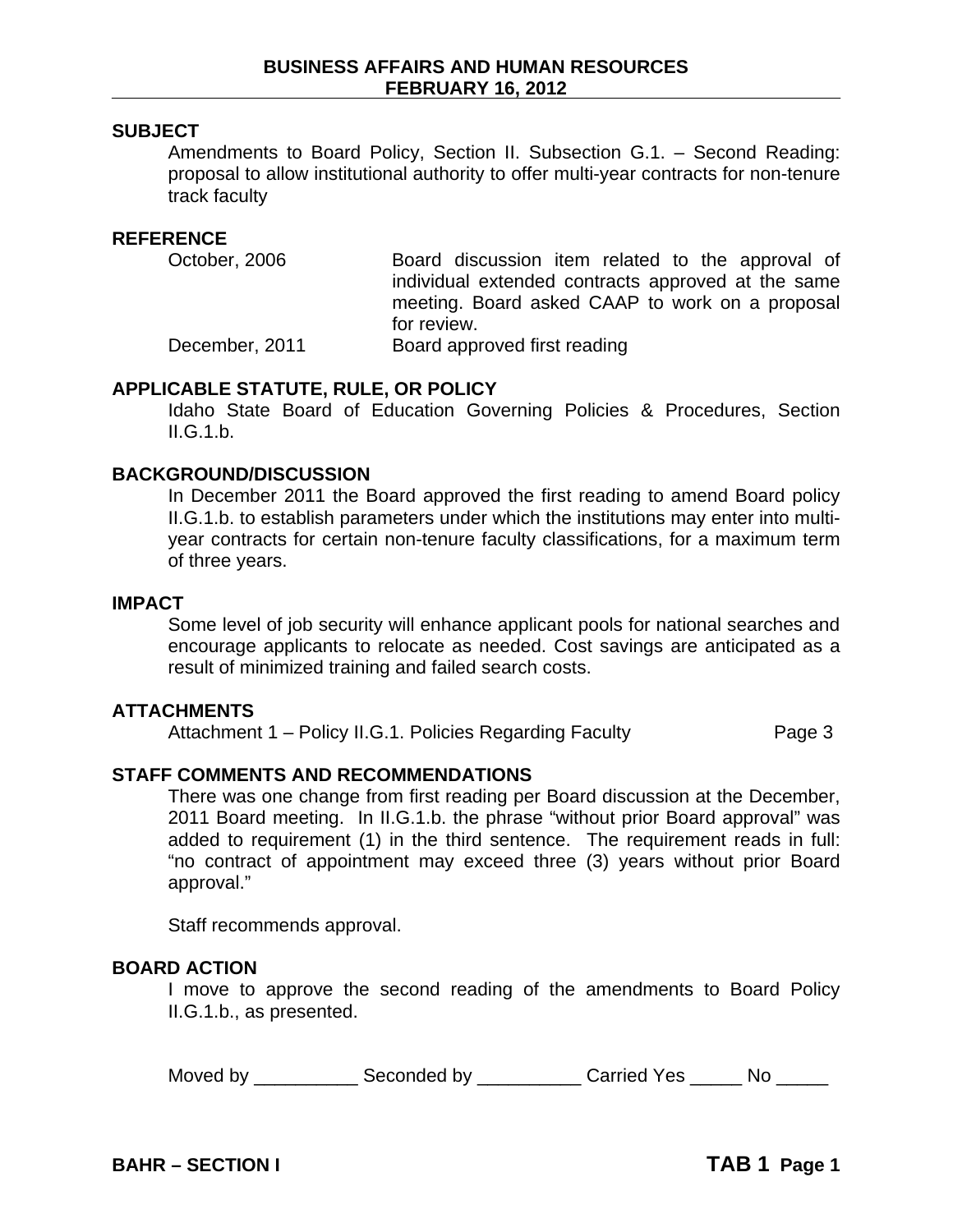**BUSINESS AFFAIRS AND HUMAN RESOURCES**
**FEBRUARY 16, 2012**

## SUBJECT

Amendments to Board Policy, Section II. Subsection G.1. – Second Reading: proposal to allow institutional authority to offer multi-year contracts for non-tenure track faculty

## REFERENCE

| | |
|---|---|
| October, 2006 | Board discussion item related to the approval of individual extended contracts approved at the same meeting. Board asked CAAP to work on a proposal for review. |
| December, 2011 | Board approved first reading |

## APPLICABLE STATUTE, RULE, OR POLICY

Idaho State Board of Education Governing Policies & Procedures, Section II.G.1.b.

## BACKGROUND/DISCUSSION

In December 2011 the Board approved the first reading to amend Board policy II.G.1.b. to establish parameters under which the institutions may enter into multi-year contracts for certain non-tenure faculty classifications, for a maximum term of three years.

## IMPACT

Some level of job security will enhance applicant pools for national searches and encourage applicants to relocate as needed. Cost savings are anticipated as a result of minimized training and failed search costs.

## ATTACHMENTS

Attachment 1 – Policy II.G.1. Policies Regarding Faculty Page 3

## STAFF COMMENTS AND RECOMMENDATIONS

There was one change from first reading per Board discussion at the December, 2011 Board meeting. In II.G.1.b. the phrase "without prior Board approval" was added to requirement (1) in the third sentence. The requirement reads in full: "no contract of appointment may exceed three (3) years without prior Board approval."

Staff recommends approval.

## BOARD ACTION

I move to approve the second reading of the amendments to Board Policy II.G.1.b., as presented.

Moved by __________ Seconded by __________ Carried Yes _____ No _____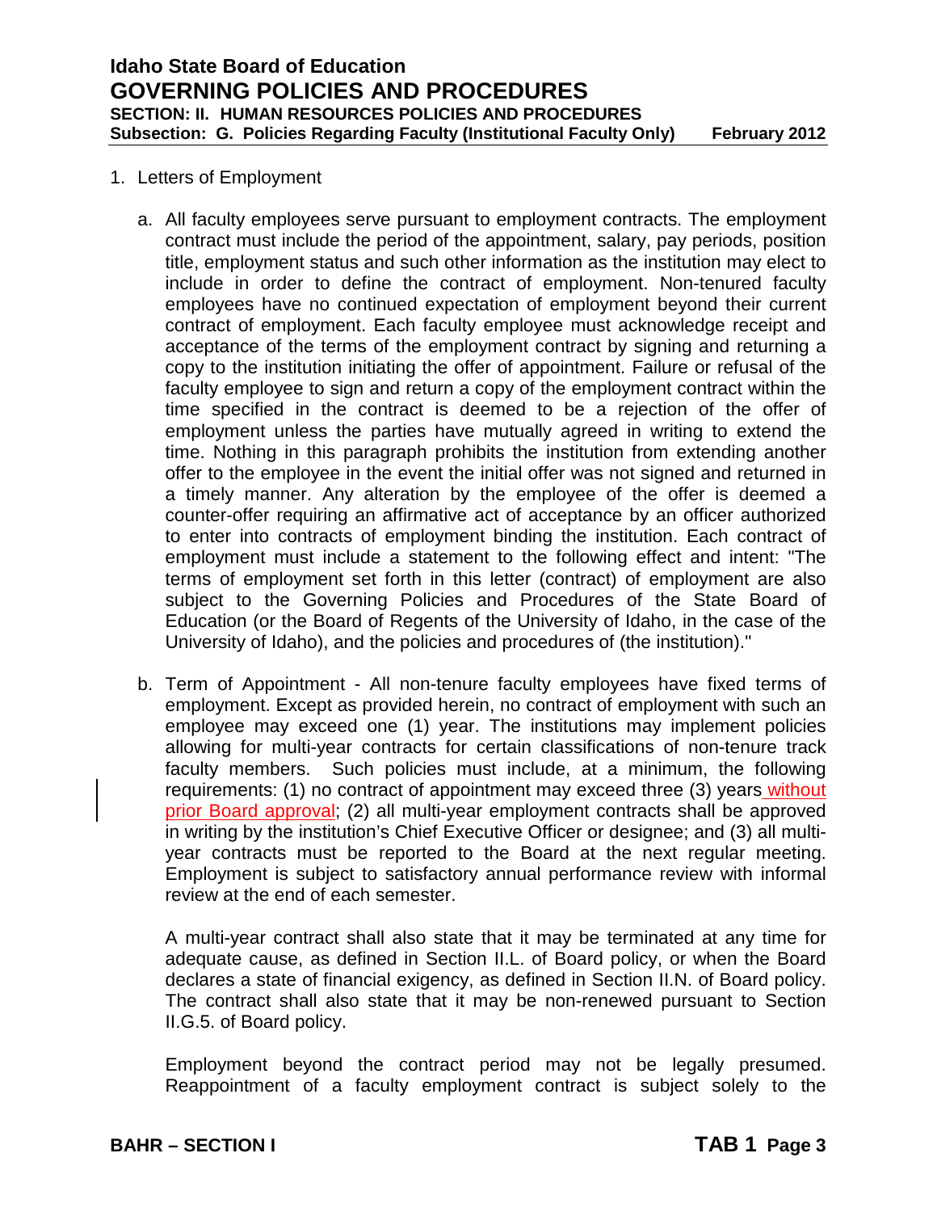1. Letters of Employment

   a. All faculty employees serve pursuant to employment contracts. The employment contract must include the period of the appointment, salary, pay periods, position title, employment status and such other information as the institution may elect to include in order to define the contract of employment. Non-tenured faculty employees have no continued expectation of employment beyond their current contract of employment. Each faculty employee must acknowledge receipt and acceptance of the terms of the employment contract by signing and returning a copy to the institution initiating the offer of appointment. Failure or refusal of the faculty employee to sign and return a copy of the employment contract within the time specified in the contract is deemed to be a rejection of the offer of employment unless the parties have mutually agreed in writing to extend the time. Nothing in this paragraph prohibits the institution from extending another offer to the employee in the event the initial offer was not signed and returned in a timely manner. Any alteration by the employee of the offer is deemed a counter-offer requiring an affirmative act of acceptance by an officer authorized to enter into contracts of employment binding the institution. Each contract of employment must include a statement to the following effect and intent: "The terms of employment set forth in this letter (contract) of employment are also subject to the Governing Policies and Procedures of the State Board of Education (or the Board of Regents of the University of Idaho, in the case of the University of Idaho), and the policies and procedures of (the institution)."

   b. Term of Appointment - All non-tenure faculty employees have fixed terms of employment. Except as provided herein, no contract of employment with such an employee may exceed one (1) year. The institutions may implement policies allowing for multi-year contracts for certain classifications of non-tenure track faculty members. Such policies must include, at a minimum, the following requirements: (1) no contract of appointment may exceed three (3) years without prior Board approval; (2) all multi-year employment contracts shall be approved in writing by the institution's Chief Executive Officer or designee; and (3) all multi-year contracts must be reported to the Board at the next regular meeting. Employment is subject to satisfactory annual performance review with informal review at the end of each semester.

      A multi-year contract shall also state that it may be terminated at any time for adequate cause, as defined in Section II.L. of Board policy, or when the Board declares a state of financial exigency, as defined in Section II.N. of Board policy. The contract shall also state that it may be non-renewed pursuant to Section II.G.5. of Board policy.

      Employment beyond the contract period may not be legally presumed. Reappointment of a faculty employment contract is subject solely to the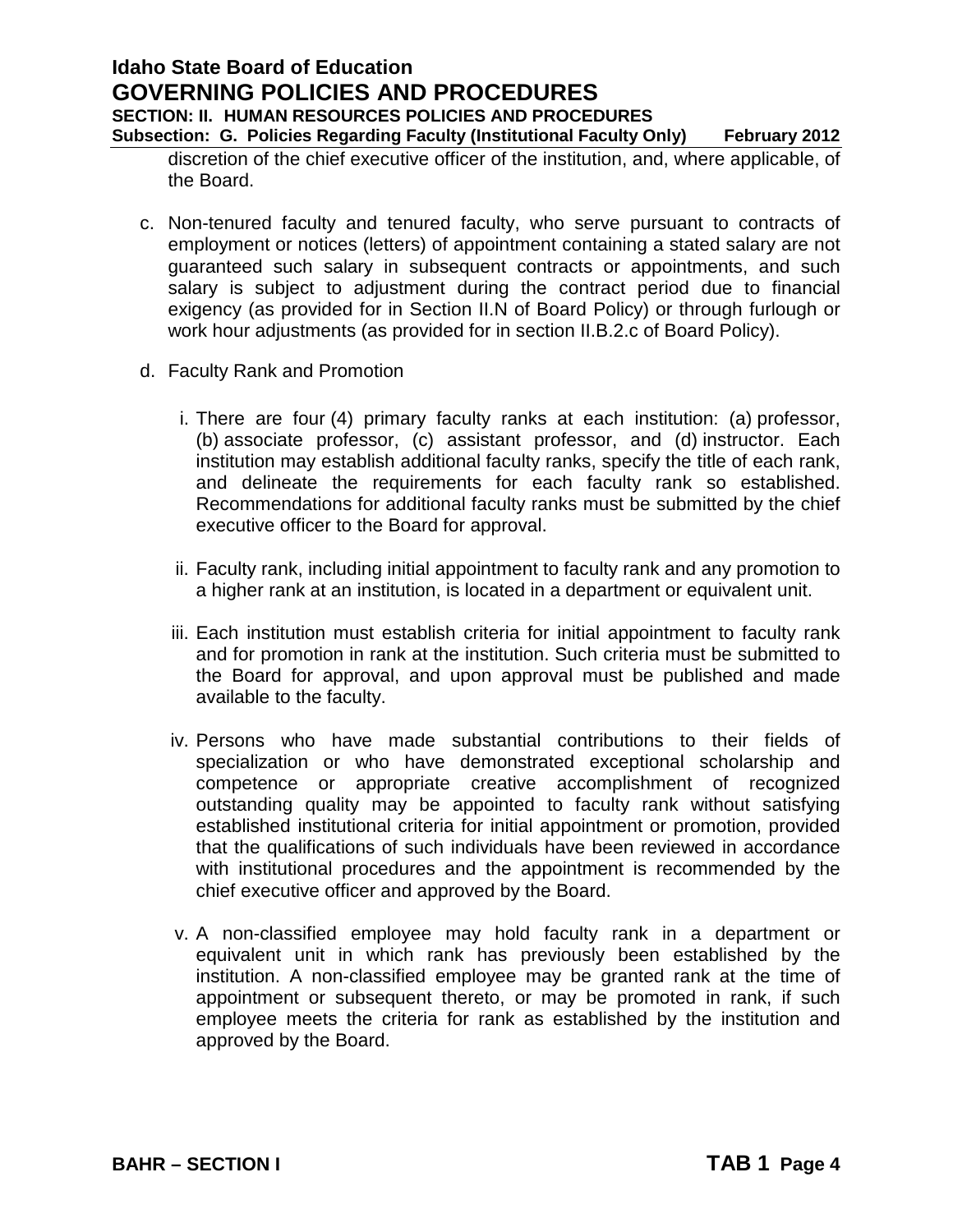discretion of the chief executive officer of the institution, and, where applicable, of the Board.

c. Non-tenured faculty and tenured faculty, who serve pursuant to contracts of employment or notices (letters) of appointment containing a stated salary are not guaranteed such salary in subsequent contracts or appointments, and such salary is subject to adjustment during the contract period due to financial exigency (as provided for in Section II.N of Board Policy) or through furlough or work hour adjustments (as provided for in section II.B.2.c of Board Policy).

d. Faculty Rank and Promotion

   i. There are four (4) primary faculty ranks at each institution: (a) professor, (b) associate professor, (c) assistant professor, and (d) instructor. Each institution may establish additional faculty ranks, specify the title of each rank, and delineate the requirements for each faculty rank so established. Recommendations for additional faculty ranks must be submitted by the chief executive officer to the Board for approval.

   ii. Faculty rank, including initial appointment to faculty rank and any promotion to a higher rank at an institution, is located in a department or equivalent unit.

   iii. Each institution must establish criteria for initial appointment to faculty rank and for promotion in rank at the institution. Such criteria must be submitted to the Board for approval, and upon approval must be published and made available to the faculty.

   iv. Persons who have made substantial contributions to their fields of specialization or who have demonstrated exceptional scholarship and competence or appropriate creative accomplishment of recognized outstanding quality may be appointed to faculty rank without satisfying established institutional criteria for initial appointment or promotion, provided that the qualifications of such individuals have been reviewed in accordance with institutional procedures and the appointment is recommended by the chief executive officer and approved by the Board.

   v. A non-classified employee may hold faculty rank in a department or equivalent unit in which rank has previously been established by the institution. A non-classified employee may be granted rank at the time of appointment or subsequent thereto, or may be promoted in rank, if such employee meets the criteria for rank as established by the institution and approved by the Board.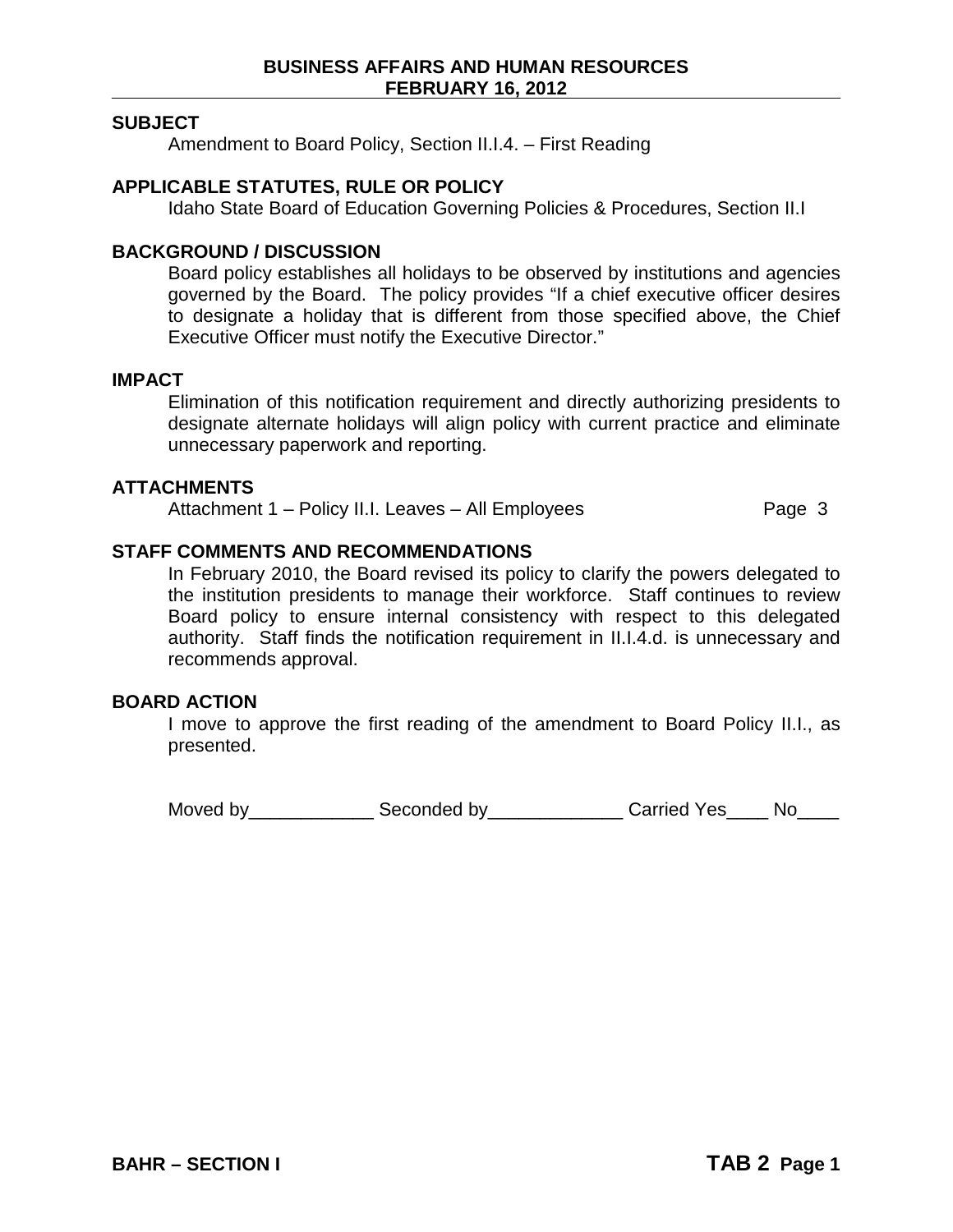**BUSINESS AFFAIRS AND HUMAN RESOURCES**
**FEBRUARY 16, 2012**

## SUBJECT

Amendment to Board Policy, Section II.I.4. – First Reading

## APPLICABLE STATUTES, RULE OR POLICY

Idaho State Board of Education Governing Policies & Procedures, Section II.I

## BACKGROUND / DISCUSSION

Board policy establishes all holidays to be observed by institutions and agencies governed by the Board. The policy provides "If a chief executive officer desires to designate a holiday that is different from those specified above, the Chief Executive Officer must notify the Executive Director."

## IMPACT

Elimination of this notification requirement and directly authorizing presidents to designate alternate holidays will align policy with current practice and eliminate unnecessary paperwork and reporting.

## ATTACHMENTS

Attachment 1 – Policy II.I. Leaves – All Employees Page 3

## STAFF COMMENTS AND RECOMMENDATIONS

In February 2010, the Board revised its policy to clarify the powers delegated to the institution presidents to manage their workforce. Staff continues to review Board policy to ensure internal consistency with respect to this delegated authority. Staff finds the notification requirement in II.I.4.d. is unnecessary and recommends approval.

## BOARD ACTION

I move to approve the first reading of the amendment to Board Policy II.I., as presented.

Moved by____________ Seconded by_____________ Carried Yes____ No____

**BAHR – SECTION I** **TAB 2**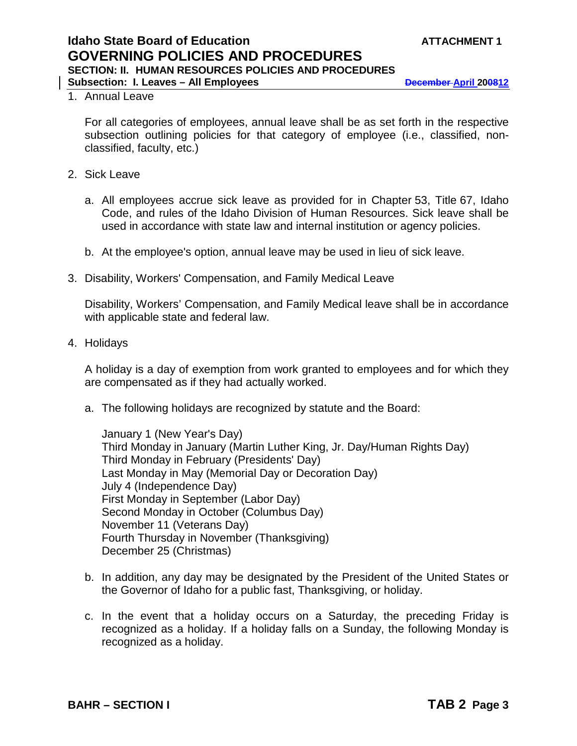1. Annual Leave

   For all categories of employees, annual leave shall be as set forth in the respective subsection outlining policies for that category of employee (i.e., classified, non-classified, faculty, etc.)

2. Sick Leave

   a. All employees accrue sick leave as provided for in Chapter 53, Title 67, Idaho Code, and rules of the Idaho Division of Human Resources. Sick leave shall be used in accordance with state law and internal institution or agency policies.

   b. At the employee's option, annual leave may be used in lieu of sick leave.

3. Disability, Workers' Compensation, and Family Medical Leave

   Disability, Workers' Compensation, and Family Medical leave shall be in accordance with applicable state and federal law.

4. Holidays

   A holiday is a day of exemption from work granted to employees and for which they are compensated as if they had actually worked.

   a. The following holidays are recognized by statute and the Board:

      January 1 (New Year's Day)
      Third Monday in January (Martin Luther King, Jr. Day/Human Rights Day)
      Third Monday in February (Presidents' Day)
      Last Monday in May (Memorial Day or Decoration Day)
      July 4 (Independence Day)
      First Monday in September (Labor Day)
      Second Monday in October (Columbus Day)
      November 11 (Veterans Day)
      Fourth Thursday in November (Thanksgiving)
      December 25 (Christmas)

   b. In addition, any day may be designated by the President of the United States or the Governor of Idaho for a public fast, Thanksgiving, or holiday.

   c. In the event that a holiday occurs on a Saturday, the preceding Friday is recognized as a holiday. If a holiday falls on a Sunday, the following Monday is recognized as a holiday.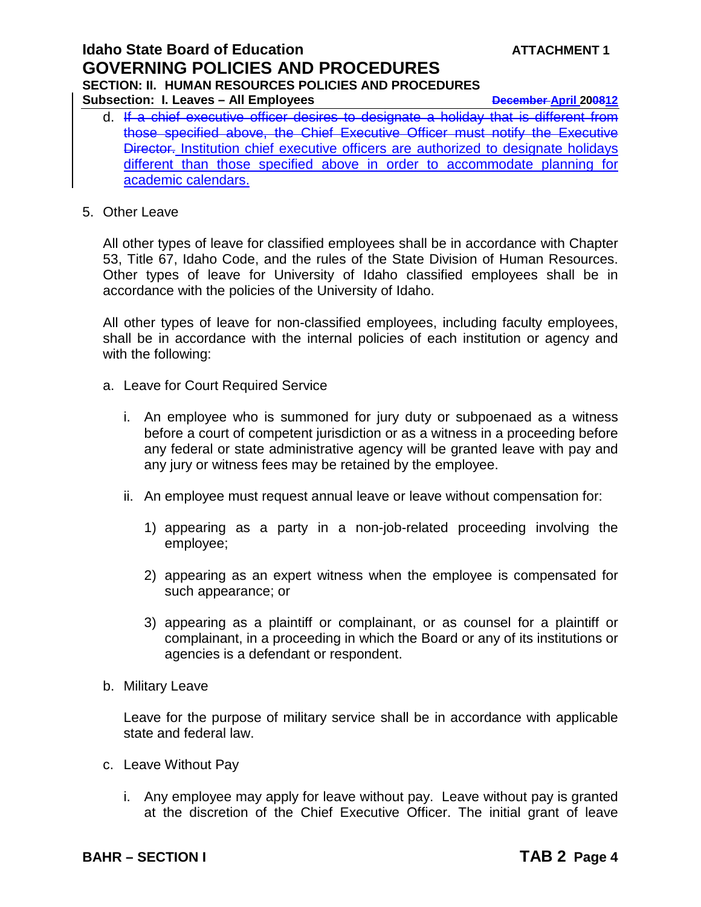d. ~~If a chief executive officer desires to designate a holiday that is different from those specified above, the Chief Executive Officer must notify the Executive Director.~~ Institution chief executive officers are authorized to designate holidays different than those specified above in order to accommodate planning for academic calendars.

5. Other Leave

   All other types of leave for classified employees shall be in accordance with Chapter 53, Title 67, Idaho Code, and the rules of the State Division of Human Resources. Other types of leave for University of Idaho classified employees shall be in accordance with the policies of the University of Idaho.

   All other types of leave for non-classified employees, including faculty employees, shall be in accordance with the internal policies of each institution or agency and with the following:

   a. Leave for Court Required Service

      i. An employee who is summoned for jury duty or subpoenaed as a witness before a court of competent jurisdiction or as a witness in a proceeding before any federal or state administrative agency will be granted leave with pay and any jury or witness fees may be retained by the employee.

      ii. An employee must request annual leave or leave without compensation for:

         1) appearing as a party in a non-job-related proceeding involving the employee;

         2) appearing as an expert witness when the employee is compensated for such appearance; or

         3) appearing as a plaintiff or complainant, or as counsel for a plaintiff or complainant, in a proceeding in which the Board or any of its institutions or agencies is a defendant or respondent.

   b. Military Leave

      Leave for the purpose of military service shall be in accordance with applicable state and federal law.

   c. Leave Without Pay

      i. Any employee may apply for leave without pay. Leave without pay is granted at the discretion of the Chief Executive Officer. The initial grant of leave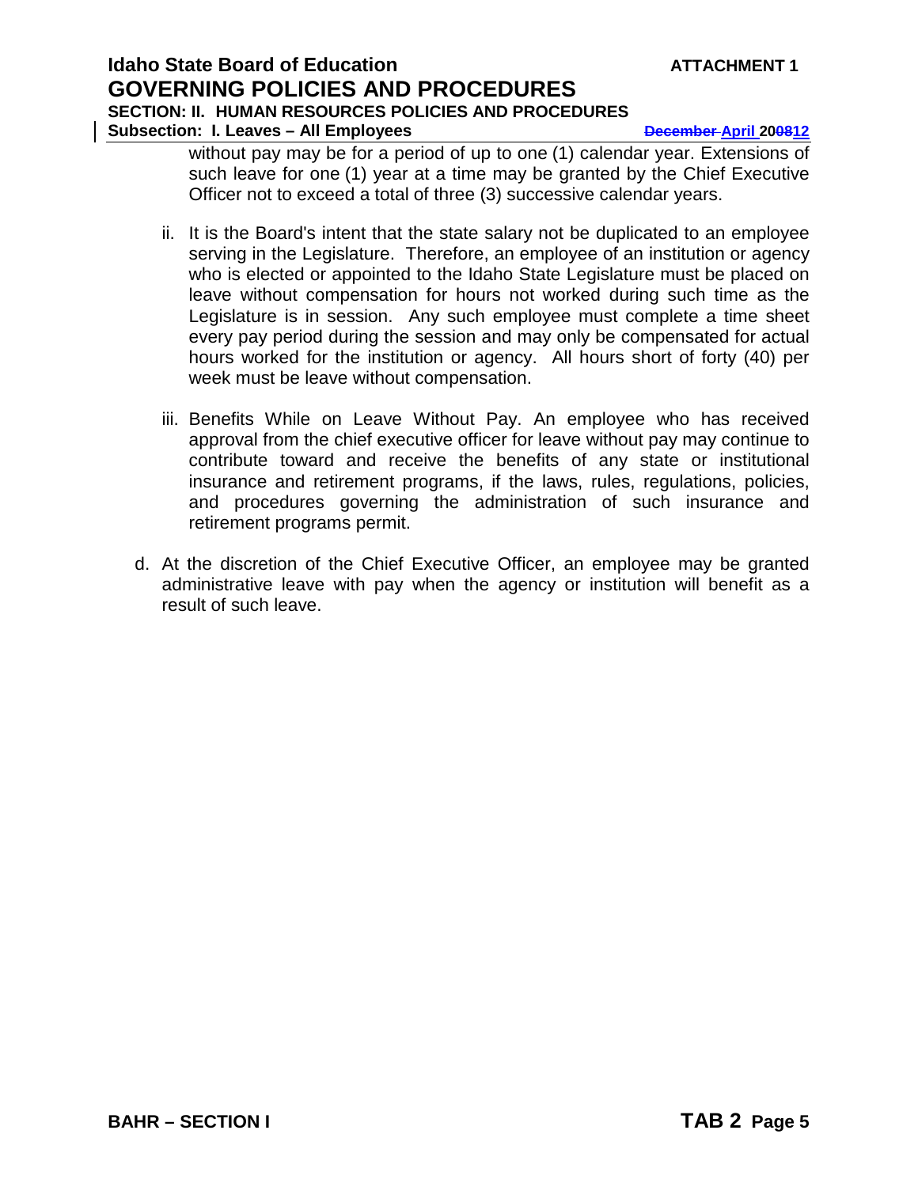without pay may be for a period of up to one (1) calendar year. Extensions of such leave for one (1) year at a time may be granted by the Chief Executive Officer not to exceed a total of three (3) successive calendar years.

   ii. It is the Board's intent that the state salary not be duplicated to an employee serving in the Legislature. Therefore, an employee of an institution or agency who is elected or appointed to the Idaho State Legislature must be placed on leave without compensation for hours not worked during such time as the Legislature is in session. Any such employee must complete a time sheet every pay period during the session and may only be compensated for actual hours worked for the institution or agency. All hours short of forty (40) per week must be leave without compensation.

   iii. Benefits While on Leave Without Pay. An employee who has received approval from the chief executive officer for leave without pay may continue to contribute toward and receive the benefits of any state or institutional insurance and retirement programs, if the laws, rules, regulations, policies, and procedures governing the administration of such insurance and retirement programs permit.

d. At the discretion of the Chief Executive Officer, an employee may be granted administrative leave with pay when the agency or institution will benefit as a result of such leave.